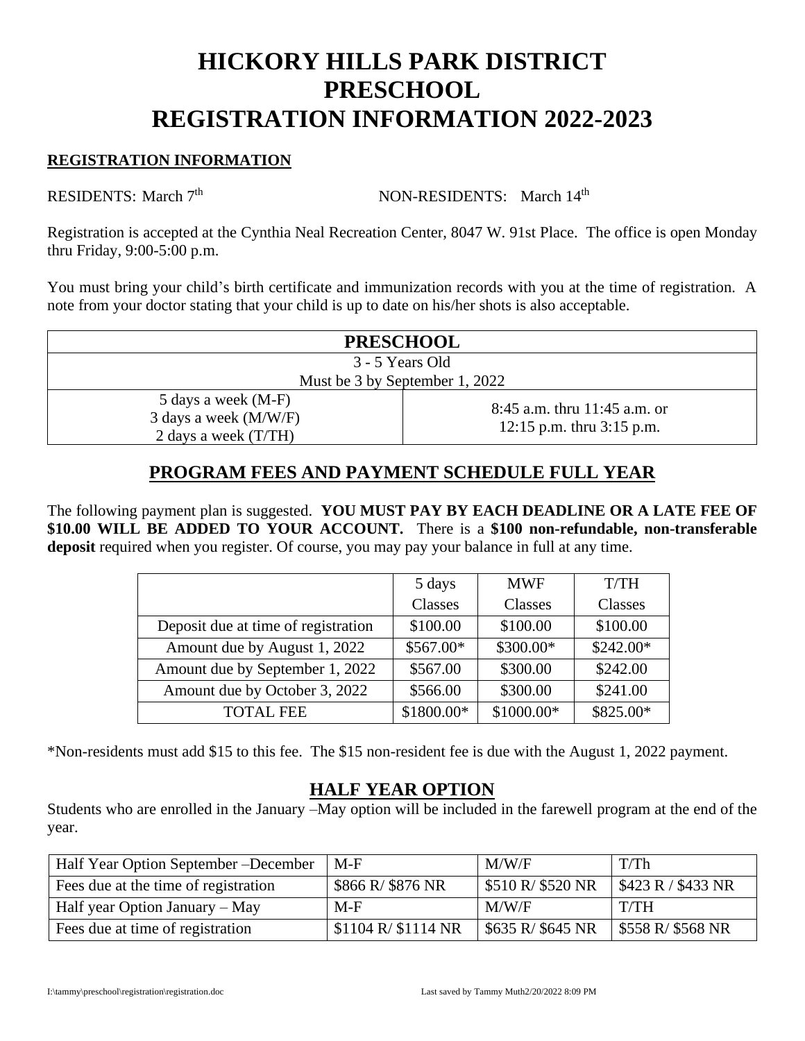# HICKORY HILLS PARK DISTRICT PRESCHOOL REGISTRATION INFORMATION 2022-2023

**REGISTRATION INFORMATION**

RESIDENTS: March 7th NON-RESIDENTS: March 14th

Registration is accepted at the Cynthia Neal Recreation Center, 8047 W. 91st Place. The office is open Monday thru Friday, 9:00-5:00 p.m.

You must bring your child's birth certificate and immunization records with you at the time of registration. A note from your doctor stating that your child is up to date on his/her shots is also acceptable.

| PRESCHOOL | |
|---|---|
| 3 - 5 Years Old<br>Must be 3 by September 1, 2022 | |
| 5 days a week (M-F)<br>3 days a week (M/W/F)<br>2 days a week (T/TH) | 8:45 a.m. thru 11:45 a.m. or<br>12:15 p.m. thru 3:15 p.m. |

## PROGRAM FEES AND PAYMENT SCHEDULE FULL YEAR

The following payment plan is suggested. **YOU MUST PAY BY EACH DEADLINE OR A LATE FEE OF $10.00 WILL BE ADDED TO YOUR ACCOUNT.** There is a **$100 non-refundable, non-transferable deposit** required when you register. Of course, you may pay your balance in full at any time.

| | 5 days Classes | MWF Classes | T/TH Classes |
|---|---|---|---|
| Deposit due at time of registration | $100.00 | $100.00 | $100.00 |
| Amount due by August 1, 2022 | $567.00* | $300.00* | $242.00* |
| Amount due by September 1, 2022 | $567.00 | $300.00 | $242.00 |
| Amount due by October 3, 2022 | $566.00 | $300.00 | $241.00 |
| TOTAL FEE | $1800.00* | $1000.00* | $825.00* |

*Non-residents must add $15 to this fee. The $15 non-resident fee is due with the August 1, 2022 payment.

## HALF YEAR OPTION

Students who are enrolled in the January –May option will be included in the farewell program at the end of the year.

| Half Year Option September –December | M-F | M/W/F | T/Th |
|---|---|---|---|
| Fees due at the time of registration | $866 R/ $876 NR | $510 R/ $520 NR | $423 R / $433 NR |
| Half year Option January – May | M-F | M/W/F | T/TH |
| Fees due at time of registration | $1104 R/ $1114 NR | $635 R/ $645 NR | $558 R/ $568 NR |

I:\tammy\preschool\registration\registration.doc Last saved by Tammy Muth2/20/2022 8:09 PM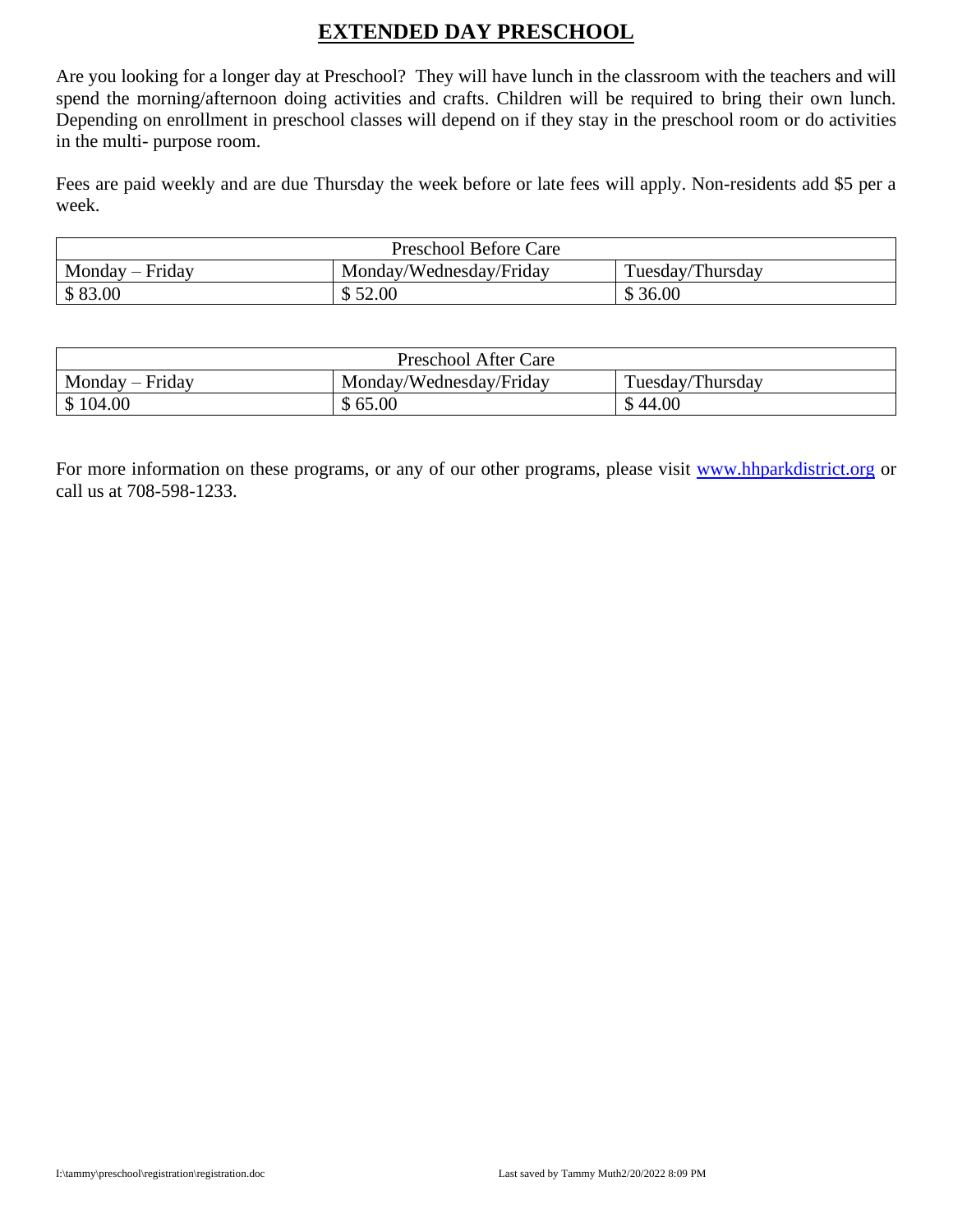# EXTENDED DAY PRESCHOOL

Are you looking for a longer day at Preschool? They will have lunch in the classroom with the teachers and will spend the morning/afternoon doing activities and crafts. Children will be required to bring their own lunch. Depending on enrollment in preschool classes will depend on if they stay in the preschool room or do activities in the multi- purpose room.

Fees are paid weekly and are due Thursday the week before or late fees will apply. Non-residents add $5 per a week.

| Preschool Before Care | | |
|---|---|---|
| Monday – Friday | Monday/Wednesday/Friday | Tuesday/Thursday |
| $ 83.00 | $ 52.00 | $ 36.00 |

| Preschool After Care | | |
|---|---|---|
| Monday – Friday | Monday/Wednesday/Friday | Tuesday/Thursday |
| $ 104.00 | $ 65.00 | $ 44.00 |

For more information on these programs, or any of our other programs, please visit www.hhparkdistrict.org or call us at 708-598-1233.